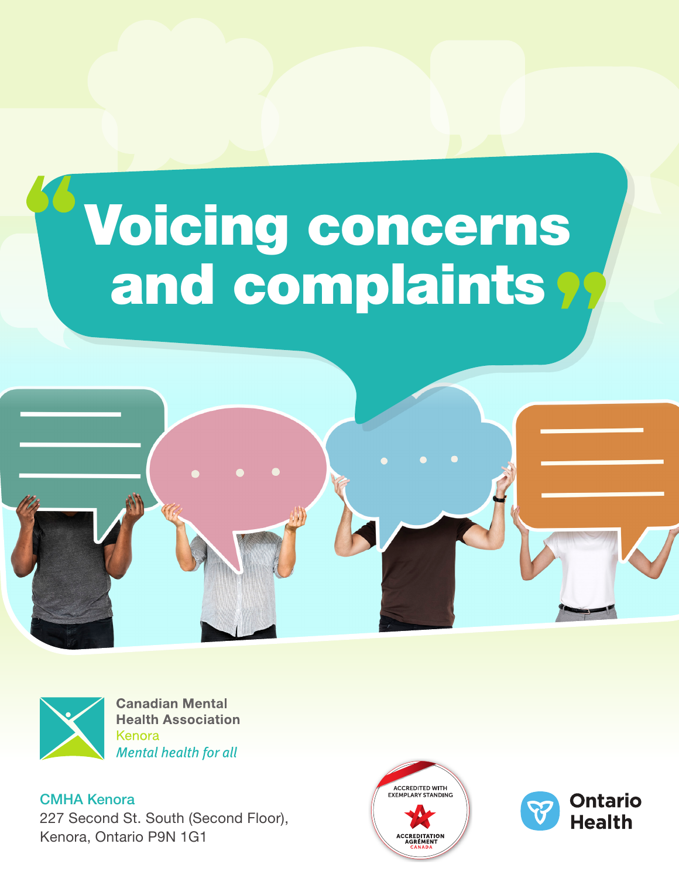# Voicing concerns and complaints

Canadian Mental Health Association
Kenora
*Mental health for all*

CMHA Kenora
227 Second St. South (Second Floor),
Kenora, Ontario P9N 1G1

ACCREDITED WITH EXEMPLARY STANDING
ACCREDITATION AGRÉMENT CANADA

Ontario Health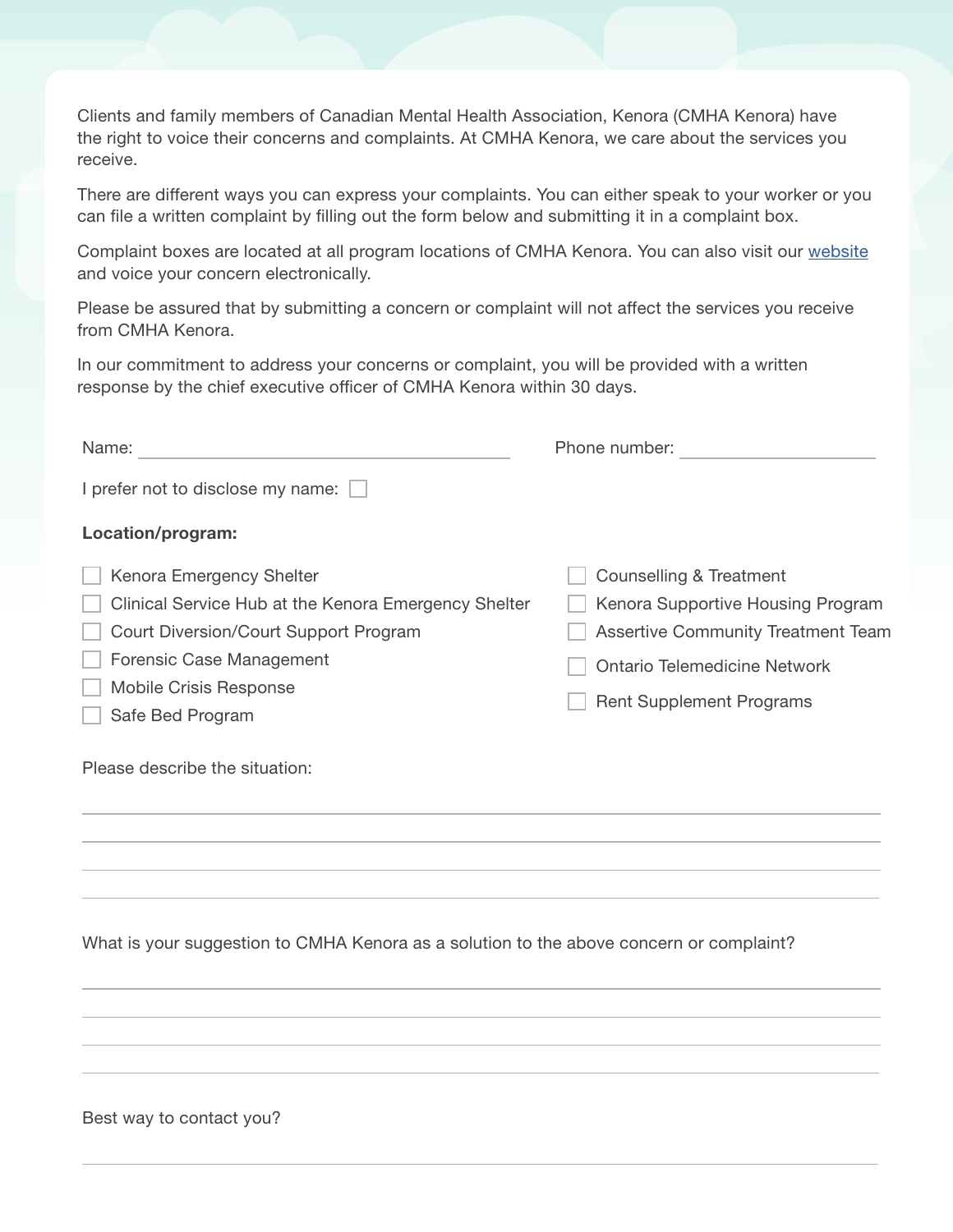Clients and family members of Canadian Mental Health Association, Kenora (CMHA Kenora) have the right to voice their concerns and complaints. At CMHA Kenora, we care about the services you receive.

There are different ways you can express your complaints. You can either speak to your worker or you can file a written complaint by filling out the form below and submitting it in a complaint box.

Complaint boxes are located at all program locations of CMHA Kenora. You can also visit our website and voice your concern electronically.

Please be assured that by submitting a concern or complaint will not affect the services you receive from CMHA Kenora.

In our commitment to address your concerns or complaint, you will be provided with a written response by the chief executive officer of CMHA Kenora within 30 days.

Name: ______________________________ Phone number: ____________________

I prefer not to disclose my name: ☐

**Location/program:**

- ☐ Kenora Emergency Shelter
- ☐ Clinical Service Hub at the Kenora Emergency Shelter
- ☐ Court Diversion/Court Support Program
- ☐ Forensic Case Management
- ☐ Mobile Crisis Response
- ☐ Safe Bed Program
- ☐ Counselling & Treatment
- ☐ Kenora Supportive Housing Program
- ☐ Assertive Community Treatment Team
- ☐ Ontario Telemedicine Network
- ☐ Rent Supplement Programs

Please describe the situation:

______________________________________________________________________

______________________________________________________________________

______________________________________________________________________

______________________________________________________________________

What is your suggestion to CMHA Kenora as a solution to the above concern or complaint?

______________________________________________________________________

______________________________________________________________________

______________________________________________________________________

______________________________________________________________________

Best way to contact you?

______________________________________________________________________